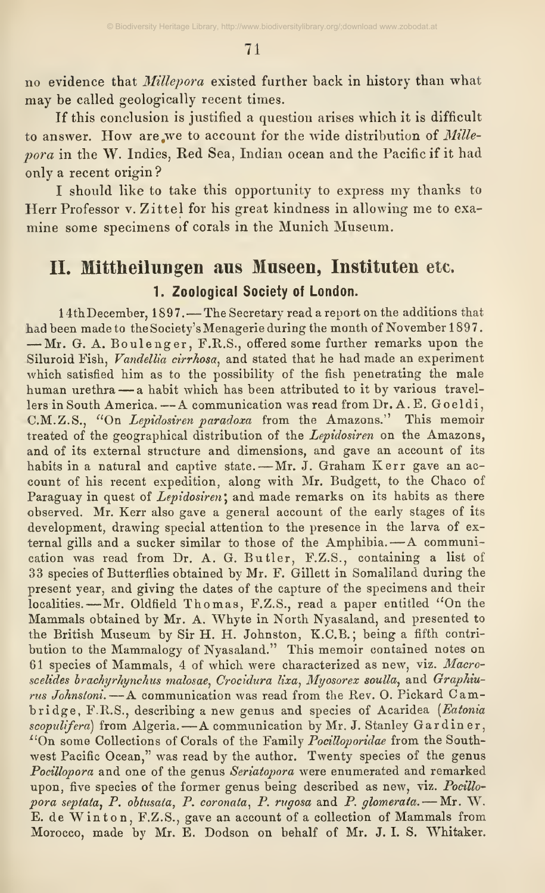no evidence that *Millepora* existed further back in history than what may be called geologically recent times.

If this conclusion is justified a question arises which it is difficult to answer. How are we to account for the wide distribution of *Millepora* in the W. Indies, Red Sea, Indian ocean and the Pacific if it had only a recent origin?

I should like to take this opportunity to express my thanks to Herr Professor v. Zittel for his great kindness in allowing me to examine some specimens of corals in the Munich Museum.

## II. Mittheilungen aus Museen, Instituten etc.

### 1. Zoological Society of London.

14th December, 1897. — The Secretary read a report on the additions that had been made to the Society's Menagerie during the month of November 1897. — Mr. G. A. Boulenger, F.R.S., offered some further remarks upon the Siluroid Fish, *Vandellia cirrhosa*, and stated that he had made an experiment which satisfied him as to the possibility of the fish penetrating the male human urethra — a habit which has been attributed to it by various travellers in South America. — A communication was read from Dr. A. E. Goeldi, C.M.Z.S., "On *Lepidosiren paradoxa* from the Amazons." This memoir treated of the geographical distribution of the *Lepidosiren* on the Amazons, and of its external structure and dimensions, and gave an account of its habits in a natural and captive state. — Mr. J. Graham Kerr gave an account of his recent expedition, along with Mr. Budgett, to the Chaco of Paraguay in quest of *Lepidosiren*; and made remarks on its habits as there observed. Mr. Kerr also gave a general account of the early stages of its development, drawing special attention to the presence in the larva of external gills and a sucker similar to those of the Amphibia. — A communication was read from Dr. A. G. Butler, F.Z.S., containing a list of 33 species of Butterflies obtained by Mr. F. Gillett in Somaliland during the present year, and giving the dates of the capture of the specimens and their localities. — Mr. Oldfield Thomas, F.Z.S., read a paper entitled "On the Mammals obtained by Mr. A. Whyte in North Nyasaland, and presented to the British Museum by Sir H. H. Johnston, K.C.B.; being a fifth contribution to the Mammalogy of Nyasaland." This memoir contained notes on 61 species of Mammals, 4 of which were characterized as new, viz. *Macroscelides brachyrhynchus malosae*, *Crocidura lixa*, *Myosorex soulla*, and *Graphiurus Johnstoni*. — A communication was read from the Rev. O. Pickard Cambridge, F.R.S., describing a new genus and species of Acaridea (*Eatonia scopulifera*) from Algeria. — A communication by Mr. J. Stanley Gardiner, "On some Collections of Corals of the Family *Pocilloporidae* from the Southwest Pacific Ocean," was read by the author. Twenty species of the genus *Pocillopora* and one of the genus *Seriatopora* were enumerated and remarked upon, five species of the former genus being described as new, viz. *Pocillopora septata*, *P. obtusata*, *P. coronata*, *P. rugosa* and *P. glomerata*. — Mr. W. E. de Winton, F.Z.S., gave an account of a collection of Mammals from Morocco, made by Mr. E. Dodson on behalf of Mr. J. I. S. Whitaker.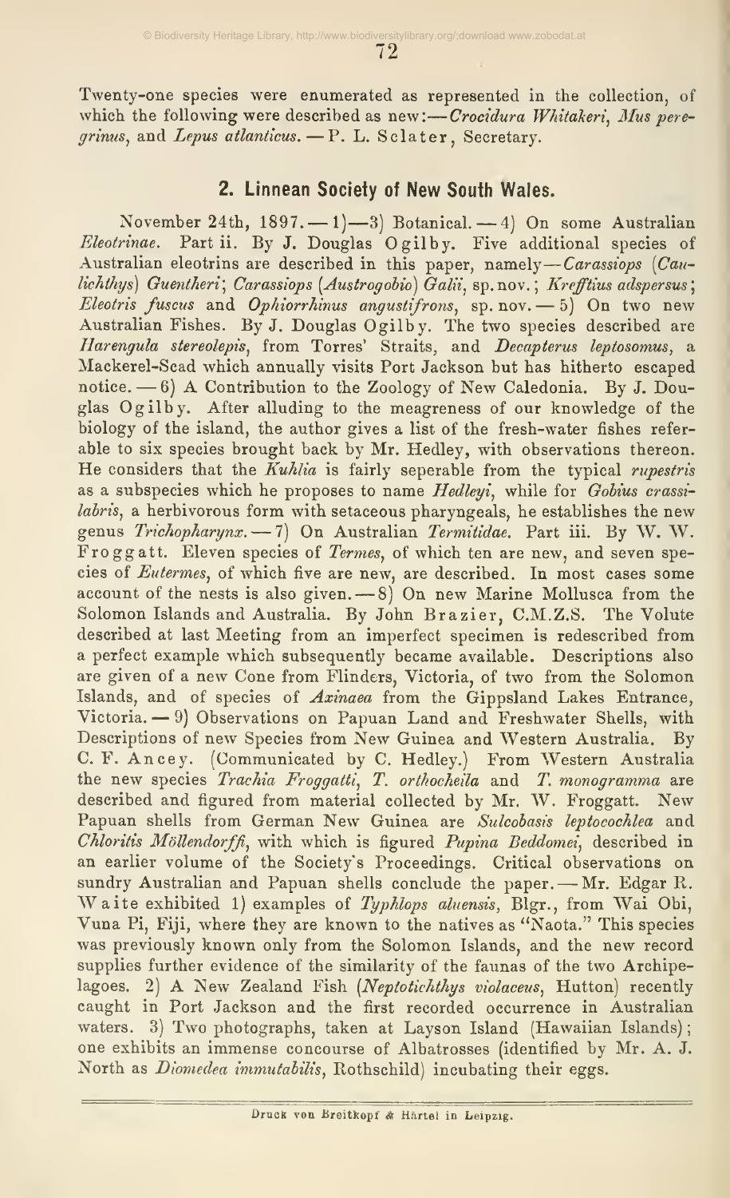Twenty-one species were enumerated as represented in the collection, of which the following were described as new:—*Crocidura Whitakeri*, *Mus peregrinus*, and *Lepus atlanticus*. — P. L. Sclater, Secretary.

## 2. Linnean Society of New South Wales.

November 24th, 1897. — 1)—3) Botanical. — 4) On some Australian *Eleotrinae*. Part ii. By J. Douglas Ogilby. Five additional species of Australian eleotrins are described in this paper, namely—*Carassiops* (*Caulichthys*) *Guentheri*; *Carassiops* (*Austrogobio*) *Galii*, sp. nov.; *Krefftius adspersus*; *Eleotris fuscus* and *Ophiorrhinus angustifrons*, sp. nov. — 5) On two new Australian Fishes. By J. Douglas Ogilby. The two species described are *Harengula stereolepis*, from Torres' Straits, and *Decapterus leptosomus*, a Mackerel-Scad which annually visits Port Jackson but has hitherto escaped notice. — 6) A Contribution to the Zoology of New Caledonia. By J. Douglas Ogilby. After alluding to the meagreness of our knowledge of the biology of the island, the author gives a list of the fresh-water fishes referable to six species brought back by Mr. Hedley, with observations thereon. He considers that the *Kuhlia* is fairly seperable from the typical *rupestris* as a subspecies which he proposes to name *Hedleyi*, while for *Gobius crassilabris*, a herbivorous form with setaceous pharyngeals, he establishes the new genus *Trichopharynx*. — 7) On Australian *Termitidae*. Part iii. By W. W. Froggatt. Eleven species of *Termes*, of which ten are new, and seven species of *Eutermes*, of which five are new, are described. In most cases some account of the nests is also given. — 8) On new Marine Mollusca from the Solomon Islands and Australia. By John Brazier, C.M.Z.S. The Volute described at last Meeting from an imperfect specimen is redescribed from a perfect example which subsequently became available. Descriptions also are given of a new Cone from Flinders, Victoria, of two from the Solomon Islands, and of species of *Axinaea* from the Gippsland Lakes Entrance, Victoria. — 9) Observations on Papuan Land and Freshwater Shells, with Descriptions of new Species from New Guinea and Western Australia. By C. F. Ancey. (Communicated by C. Hedley.) From Western Australia the new species *Trachia Froggatti*, *T. orthocheila* and *T. monogramma* are described and figured from material collected by Mr. W. Froggatt. New Papuan shells from German New Guinea are *Sulcobasis leptocochlea* and *Chloritis Möllendorffi*, with which is figured *Pupina Beddomei*, described in an earlier volume of the Society's Proceedings. Critical observations on sundry Australian and Papuan shells conclude the paper. — Mr. Edgar R. Waite exhibited 1) examples of *Typhlops aluensis*, Blgr., from Wai Obi, Vuna Pi, Fiji, where they are known to the natives as "Naota." This species was previously known only from the Solomon Islands, and the new record supplies further evidence of the similarity of the faunas of the two Archipelagoes. 2) A New Zealand Fish (*Neptotichthys violaceus*, Hutton) recently caught in Port Jackson and the first recorded occurrence in Australian waters. 3) Two photographs, taken at Layson Island (Hawaiian Islands); one exhibits an immense concourse of Albatrosses (identified by Mr. A. J. North as *Diomedea immutabilis*, Rothschild) incubating their eggs.

Druck von Breitkopf & Härtel in Leipzig.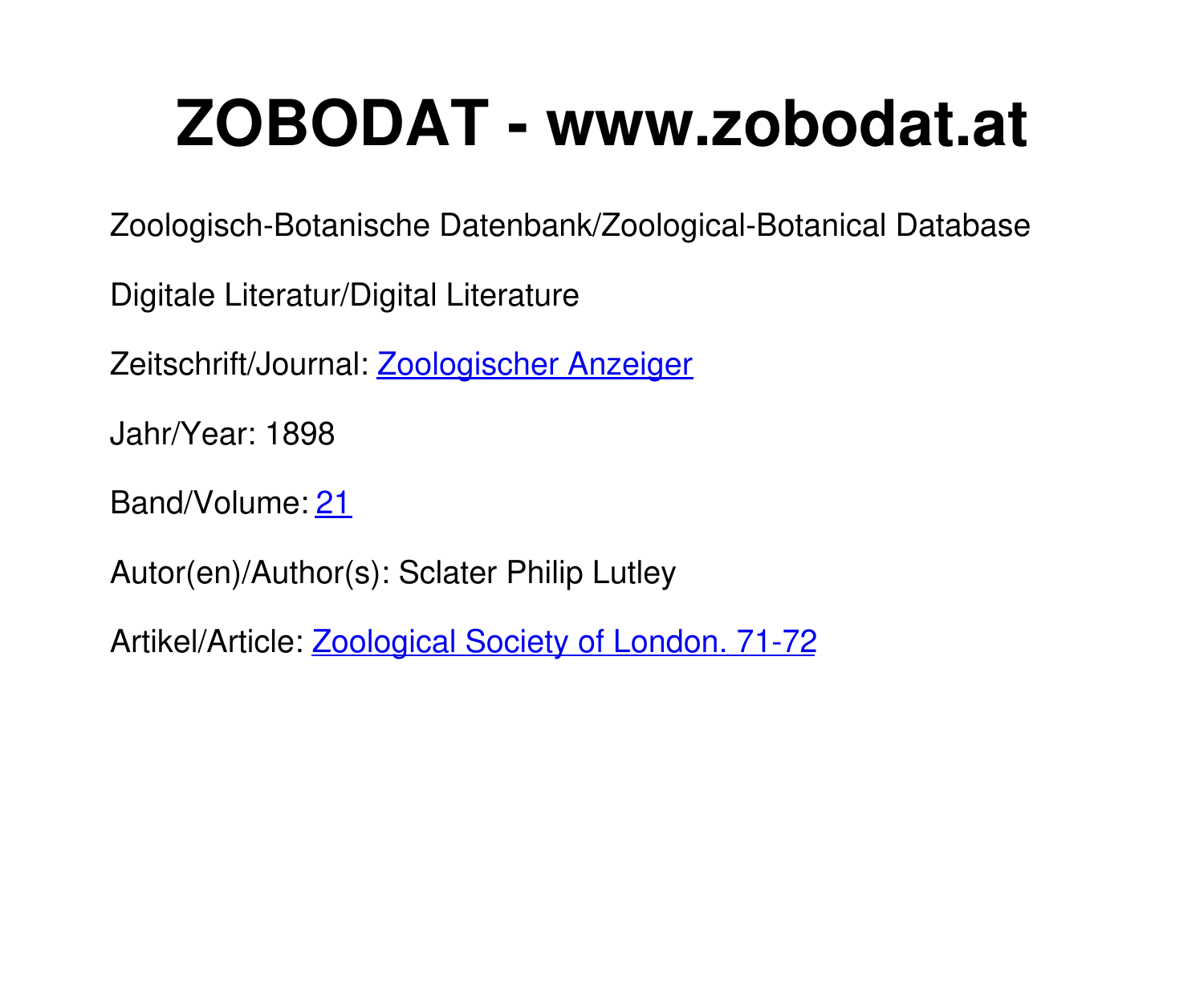# ZOBODAT - www.zobodat.at

Zoologisch-Botanische Datenbank/Zoological-Botanical Database

Digitale Literatur/Digital Literature

Zeitschrift/Journal: Zoologischer Anzeiger

Jahr/Year: 1898

Band/Volume: 21

Autor(en)/Author(s): Sclater Philip Lutley

Artikel/Article: Zoological Society of London. 71-72